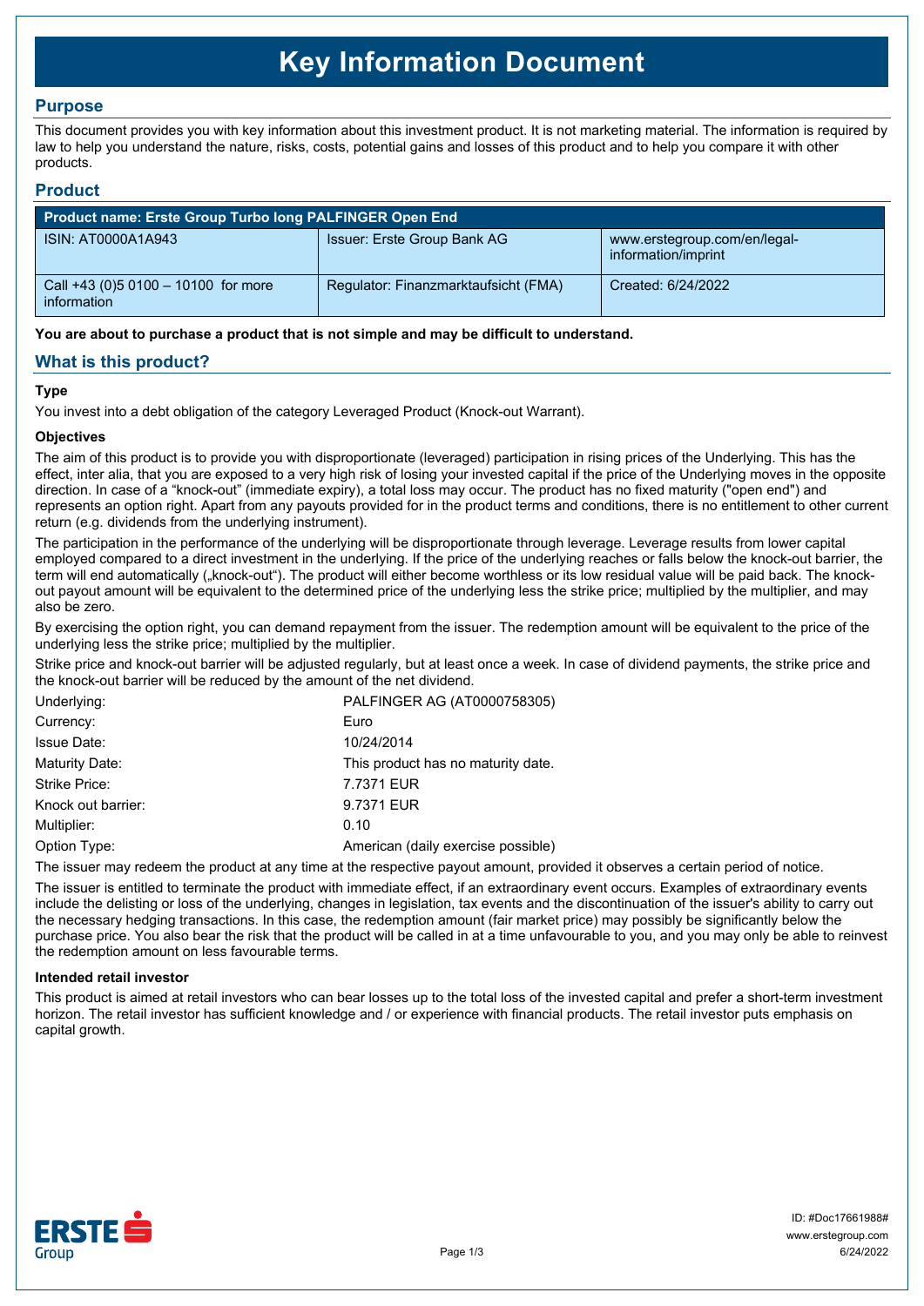# Key Information Document

## Purpose

This document provides you with key information about this investment product. It is not marketing material. The information is required by law to help you understand the nature, risks, costs, potential gains and losses of this product and to help you compare it with other products.

## Product

| Product name: Erste Group Turbo long PALFINGER Open End | | |
|---|---|---|
| ISIN: AT0000A1A943 | Issuer: Erste Group Bank AG | www.erstegroup.com/en/legal-information/imprint |
| Call +43 (0)5 0100 – 10100 for more information | Regulator: Finanzmarktaufsicht (FMA) | Created: 6/24/2022 |

**You are about to purchase a product that is not simple and may be difficult to understand.**

## What is this product?

### Type

You invest into a debt obligation of the category Leveraged Product (Knock-out Warrant).

### Objectives

The aim of this product is to provide you with disproportionate (leveraged) participation in rising prices of the Underlying. This has the effect, inter alia, that you are exposed to a very high risk of losing your invested capital if the price of the Underlying moves in the opposite direction. In case of a "knock-out" (immediate expiry), a total loss may occur. The product has no fixed maturity ("open end") and represents an option right. Apart from any payouts provided for in the product terms and conditions, there is no entitlement to other current return (e.g. dividends from the underlying instrument).

The participation in the performance of the underlying will be disproportionate through leverage. Leverage results from lower capital employed compared to a direct investment in the underlying. If the price of the underlying reaches or falls below the knock-out barrier, the term will end automatically („knock-out"). The product will either become worthless or its low residual value will be paid back. The knock-out payout amount will be equivalent to the determined price of the underlying less the strike price; multiplied by the multiplier, and may also be zero.

By exercising the option right, you can demand repayment from the issuer. The redemption amount will be equivalent to the price of the underlying less the strike price; multiplied by the multiplier.

Strike price and knock-out barrier will be adjusted regularly, but at least once a week. In case of dividend payments, the strike price and the knock-out barrier will be reduced by the amount of the net dividend.

| | |
|---|---|
| Underlying: | PALFINGER AG (AT0000758305) |
| Currency: | Euro |
| Issue Date: | 10/24/2014 |
| Maturity Date: | This product has no maturity date. |
| Strike Price: | 7.7371 EUR |
| Knock out barrier: | 9.7371 EUR |
| Multiplier: | 0.10 |
| Option Type: | American (daily exercise possible) |

The issuer may redeem the product at any time at the respective payout amount, provided it observes a certain period of notice.

The issuer is entitled to terminate the product with immediate effect, if an extraordinary event occurs. Examples of extraordinary events include the delisting or loss of the underlying, changes in legislation, tax events and the discontinuation of the issuer's ability to carry out the necessary hedging transactions. In this case, the redemption amount (fair market price) may possibly be significantly below the purchase price. You also bear the risk that the product will be called in at a time unfavourable to you, and you may only be able to reinvest the redemption amount on less favourable terms.

### Intended retail investor

This product is aimed at retail investors who can bear losses up to the total loss of the invested capital and prefer a short-term investment horizon. The retail investor has sufficient knowledge and / or experience with financial products. The retail investor puts emphasis on capital growth.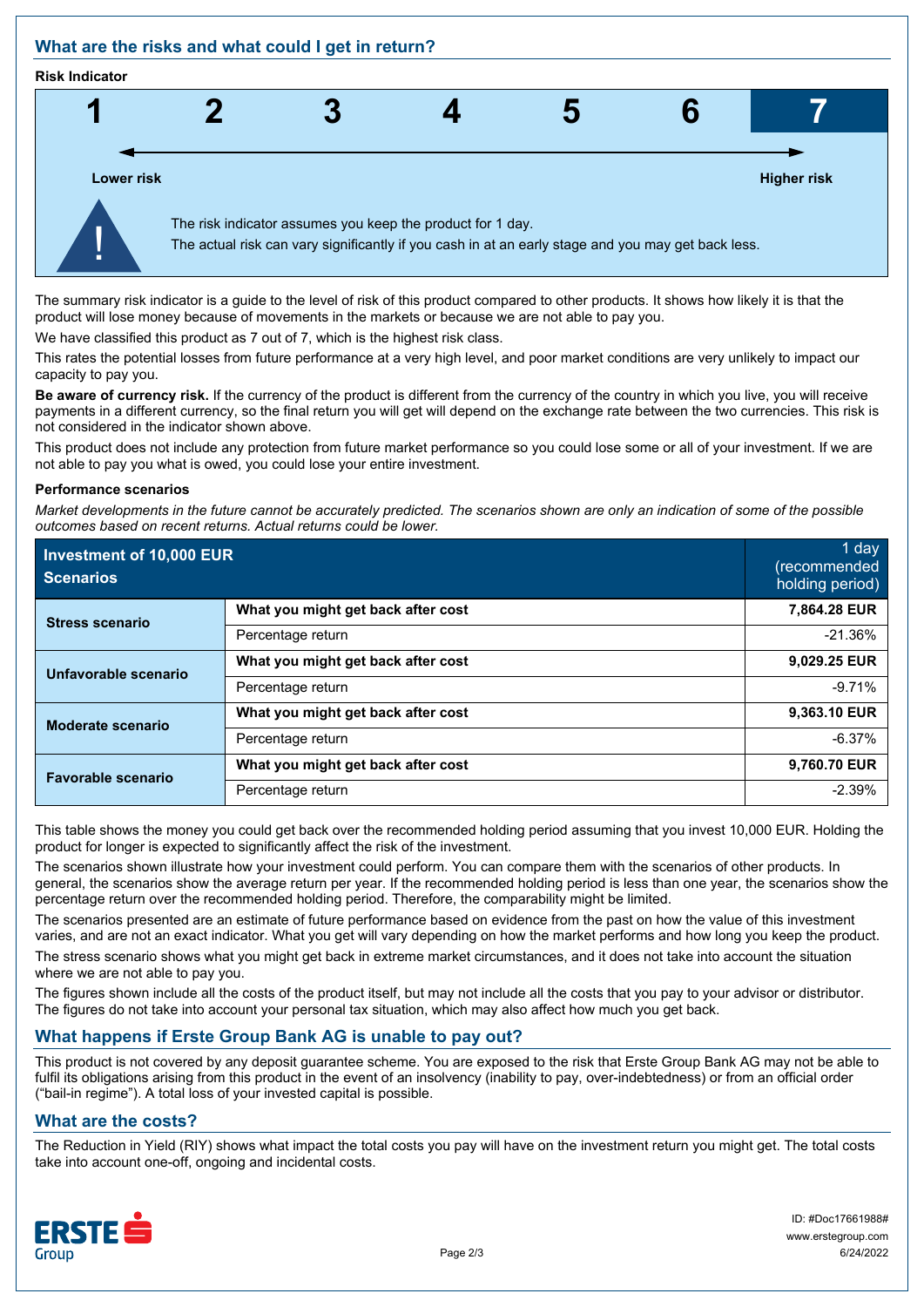## What are the risks and what could I get in return?

**Risk Indicator**

| 1 | 2 | 3 | 4 | 5 | 6 | **7** |
|---|---|---|---|---|---|---|

Lower risk — Higher risk

The risk indicator assumes you keep the product for 1 day.
The actual risk can vary significantly if you cash in at an early stage and you may get back less.

The summary risk indicator is a guide to the level of risk of this product compared to other products. It shows how likely it is that the product will lose money because of movements in the markets or because we are not able to pay you.

We have classified this product as 7 out of 7, which is the highest risk class.

This rates the potential losses from future performance at a very high level, and poor market conditions are very unlikely to impact our capacity to pay you.

**Be aware of currency risk.** If the currency of the product is different from the currency of the country in which you live, you will receive payments in a different currency, so the final return you will get will depend on the exchange rate between the two currencies. This risk is not considered in the indicator shown above.

This product does not include any protection from future market performance so you could lose some or all of your investment. If we are not able to pay you what is owed, you could lose your entire investment.

**Performance scenarios**

*Market developments in the future cannot be accurately predicted. The scenarios shown are only an indication of some of the possible outcomes based on recent returns. Actual returns could be lower.*

| **Investment of 10,000 EUR Scenarios** | | 1 day (recommended holding period) |
|---|---|---|
| **Stress scenario** | **What you might get back after cost** | **7,864.28 EUR** |
| | Percentage return | -21.36% |
| **Unfavorable scenario** | **What you might get back after cost** | **9,029.25 EUR** |
| | Percentage return | -9.71% |
| **Moderate scenario** | **What you might get back after cost** | **9,363.10 EUR** |
| | Percentage return | -6.37% |
| **Favorable scenario** | **What you might get back after cost** | **9,760.70 EUR** |
| | Percentage return | -2.39% |

This table shows the money you could get back over the recommended holding period assuming that you invest 10,000 EUR. Holding the product for longer is expected to significantly affect the risk of the investment.

The scenarios shown illustrate how your investment could perform. You can compare them with the scenarios of other products. In general, the scenarios show the average return per year. If the recommended holding period is less than one year, the scenarios show the percentage return over the recommended holding period. Therefore, the comparability might be limited.

The scenarios presented are an estimate of future performance based on evidence from the past on how the value of this investment varies, and are not an exact indicator. What you get will vary depending on how the market performs and how long you keep the product.

The stress scenario shows what you might get back in extreme market circumstances, and it does not take into account the situation where we are not able to pay you.

The figures shown include all the costs of the product itself, but may not include all the costs that you pay to your advisor or distributor. The figures do not take into account your personal tax situation, which may also affect how much you get back.

## What happens if Erste Group Bank AG is unable to pay out?

This product is not covered by any deposit guarantee scheme. You are exposed to the risk that Erste Group Bank AG may not be able to fulfil its obligations arising from this product in the event of an insolvency (inability to pay, over-indebtedness) or from an official order ("bail-in regime"). A total loss of your invested capital is possible.

## What are the costs?

The Reduction in Yield (RIY) shows what impact the total costs you pay will have on the investment return you might get. The total costs take into account one-off, ongoing and incidental costs.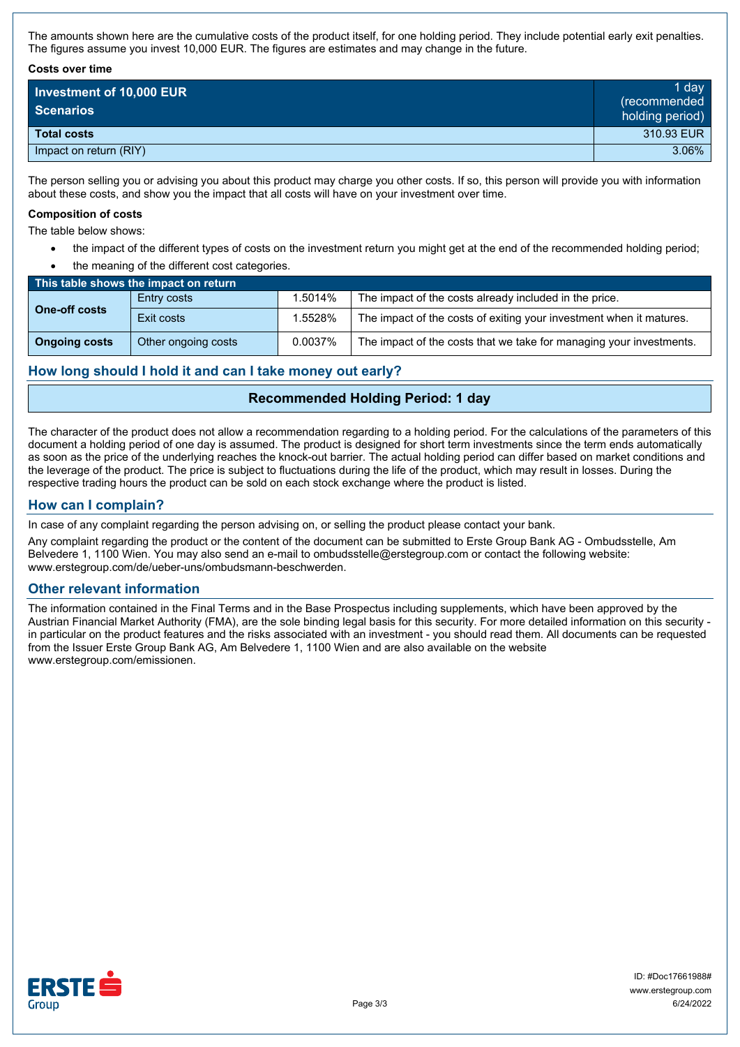The amounts shown here are the cumulative costs of the product itself, for one holding period. They include potential early exit penalties. The figures assume you invest 10,000 EUR. The figures are estimates and may change in the future.

**Costs over time**

| Investment of 10,000 EUR<br>Scenarios | 1 day (recommended holding period) |
|---|---|
| **Total costs** | 310.93 EUR |
| Impact on return (RIY) | 3.06% |

The person selling you or advising you about this product may charge you other costs. If so, this person will provide you with information about these costs, and show you the impact that all costs will have on your investment over time.

**Composition of costs**

The table below shows:

- the impact of the different types of costs on the investment return you might get at the end of the recommended holding period;
- the meaning of the different cost categories.

| This table shows the impact on return | | | |
|---|---|---|---|
| **One-off costs** | Entry costs | 1.5014% | The impact of the costs already included in the price. |
| | Exit costs | 1.5528% | The impact of the costs of exiting your investment when it matures. |
| **Ongoing costs** | Other ongoing costs | 0.0037% | The impact of the costs that we take for managing your investments. |

## How long should I hold it and can I take money out early?

**Recommended Holding Period: 1 day**

The character of the product does not allow a recommendation regarding to a holding period. For the calculations of the parameters of this document a holding period of one day is assumed. The product is designed for short term investments since the term ends automatically as soon as the price of the underlying reaches the knock-out barrier. The actual holding period can differ based on market conditions and the leverage of the product. The price is subject to fluctuations during the life of the product, which may result in losses. During the respective trading hours the product can be sold on each stock exchange where the product is listed.

## How can I complain?

In case of any complaint regarding the person advising on, or selling the product please contact your bank.

Any complaint regarding the product or the content of the document can be submitted to Erste Group Bank AG - Ombudsstelle, Am Belvedere 1, 1100 Wien. You may also send an e-mail to ombudsstelle@erstegroup.com or contact the following website: www.erstegroup.com/de/ueber-uns/ombudsmann-beschwerden.

## Other relevant information

The information contained in the Final Terms and in the Base Prospectus including supplements, which have been approved by the Austrian Financial Market Authority (FMA), are the sole binding legal basis for this security. For more detailed information on this security - in particular on the product features and the risks associated with an investment - you should read them. All documents can be requested from the Issuer Erste Group Bank AG, Am Belvedere 1, 1100 Wien and are also available on the website www.erstegroup.com/emissionen.

ID: #Doc17661988#
www.erstegroup.com
6/24/2022